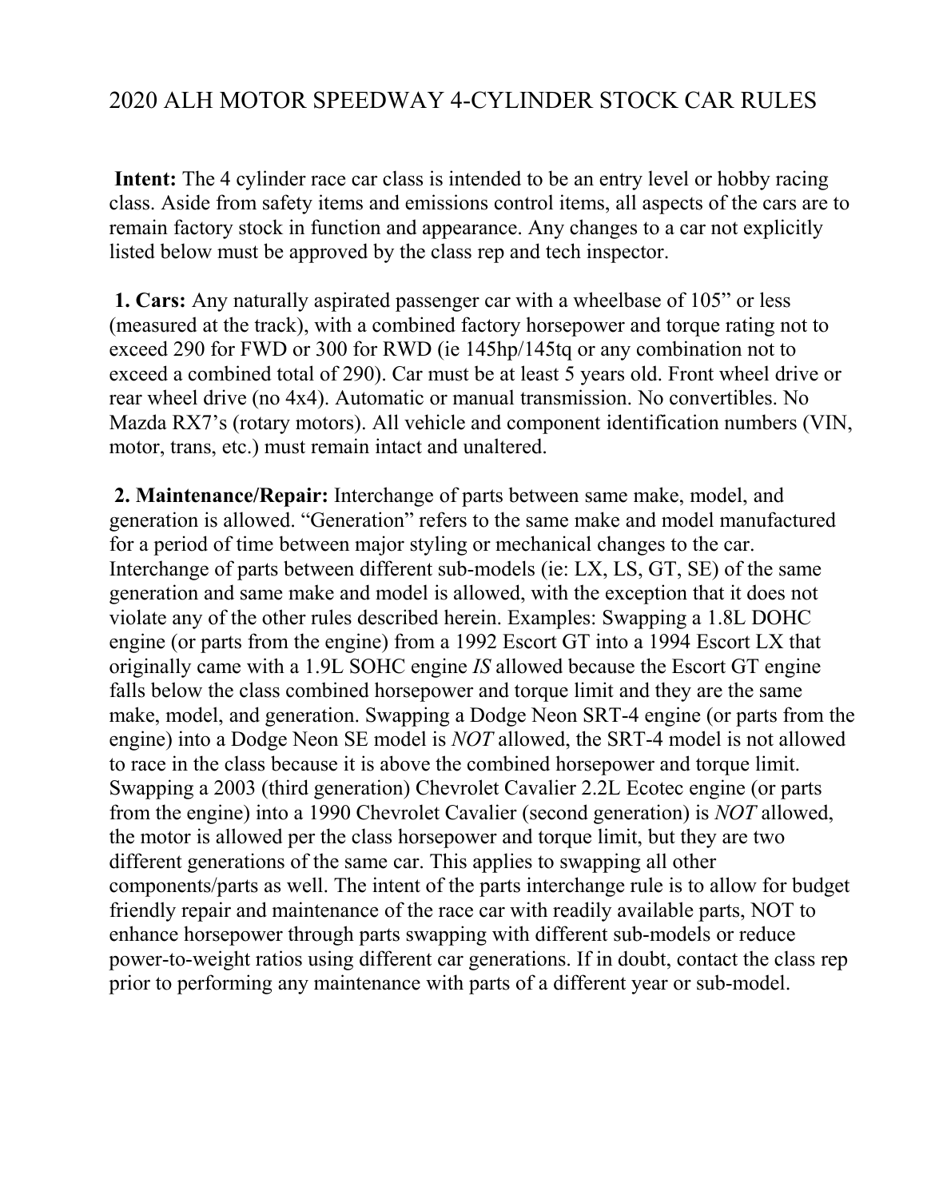# 2020 ALH MOTOR SPEEDWAY 4-CYLINDER STOCK CAR RULES

**Intent:** The 4 cylinder race car class is intended to be an entry level or hobby racing class. Aside from safety items and emissions control items, all aspects of the cars are to remain factory stock in function and appearance. Any changes to a car not explicitly listed below must be approved by the class rep and tech inspector.

**1. Cars:** Any naturally aspirated passenger car with a wheelbase of 105" or less (measured at the track), with a combined factory horsepower and torque rating not to exceed 290 for FWD or 300 for RWD (ie 145hp/145tq or any combination not to exceed a combined total of 290). Car must be at least 5 years old. Front wheel drive or rear wheel drive (no 4x4). Automatic or manual transmission. No convertibles. No Mazda RX7's (rotary motors). All vehicle and component identification numbers (VIN, motor, trans, etc.) must remain intact and unaltered.

**2. Maintenance/Repair:** Interchange of parts between same make, model, and generation is allowed. "Generation" refers to the same make and model manufactured for a period of time between major styling or mechanical changes to the car. Interchange of parts between different sub-models (ie: LX, LS, GT, SE) of the same generation and same make and model is allowed, with the exception that it does not violate any of the other rules described herein. Examples: Swapping a 1.8L DOHC engine (or parts from the engine) from a 1992 Escort GT into a 1994 Escort LX that originally came with a 1.9L SOHC engine *IS* allowed because the Escort GT engine falls below the class combined horsepower and torque limit and they are the same make, model, and generation. Swapping a Dodge Neon SRT-4 engine (or parts from the engine) into a Dodge Neon SE model is *NOT* allowed, the SRT-4 model is not allowed to race in the class because it is above the combined horsepower and torque limit. Swapping a 2003 (third generation) Chevrolet Cavalier 2.2L Ecotec engine (or parts from the engine) into a 1990 Chevrolet Cavalier (second generation) is *NOT* allowed, the motor is allowed per the class horsepower and torque limit, but they are two different generations of the same car. This applies to swapping all other components/parts as well. The intent of the parts interchange rule is to allow for budget friendly repair and maintenance of the race car with readily available parts, NOT to enhance horsepower through parts swapping with different sub-models or reduce power-to-weight ratios using different car generations. If in doubt, contact the class rep prior to performing any maintenance with parts of a different year or sub-model.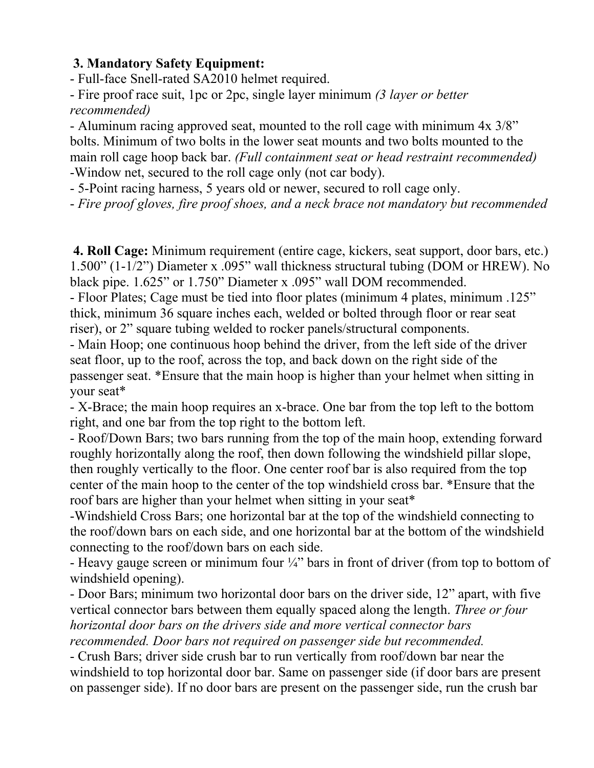**3. Mandatory Safety Equipment:**

- Full-face Snell-rated SA2010 helmet required.
- Fire proof race suit, 1pc or 2pc, single layer minimum *(3 layer or better recommended)*
- Aluminum racing approved seat, mounted to the roll cage with minimum 4x 3/8" bolts. Minimum of two bolts in the lower seat mounts and two bolts mounted to the main roll cage hoop back bar. *(Full containment seat or head restraint recommended)*
-Window net, secured to the roll cage only (not car body).
- 5-Point racing harness, 5 years old or newer, secured to roll cage only.
- *Fire proof gloves, fire proof shoes, and a neck brace not mandatory but recommended*

**4. Roll Cage:** Minimum requirement (entire cage, kickers, seat support, door bars, etc.) 1.500" (1-1/2") Diameter x .095" wall thickness structural tubing (DOM or HREW). No black pipe. 1.625" or 1.750" Diameter x .095" wall DOM recommended.

- Floor Plates; Cage must be tied into floor plates (minimum 4 plates, minimum .125" thick, minimum 36 square inches each, welded or bolted through floor or rear seat riser), or 2" square tubing welded to rocker panels/structural components.
- Main Hoop; one continuous hoop behind the driver, from the left side of the driver seat floor, up to the roof, across the top, and back down on the right side of the passenger seat. *Ensure that the main hoop is higher than your helmet when sitting in your seat*
- X-Brace; the main hoop requires an x-brace. One bar from the top left to the bottom right, and one bar from the top right to the bottom left.
- Roof/Down Bars; two bars running from the top of the main hoop, extending forward roughly horizontally along the roof, then down following the windshield pillar slope, then roughly vertically to the floor. One center roof bar is also required from the top center of the main hoop to the center of the top windshield cross bar. *Ensure that the roof bars are higher than your helmet when sitting in your seat*
-Windshield Cross Bars; one horizontal bar at the top of the windshield connecting to the roof/down bars on each side, and one horizontal bar at the bottom of the windshield connecting to the roof/down bars on each side.
- Heavy gauge screen or minimum four ¼" bars in front of driver (from top to bottom of windshield opening).
- Door Bars; minimum two horizontal door bars on the driver side, 12" apart, with five vertical connector bars between them equally spaced along the length. *Three or four horizontal door bars on the drivers side and more vertical connector bars recommended. Door bars not required on passenger side but recommended.*
- Crush Bars; driver side crush bar to run vertically from roof/down bar near the windshield to top horizontal door bar. Same on passenger side (if door bars are present on passenger side). If no door bars are present on the passenger side, run the crush bar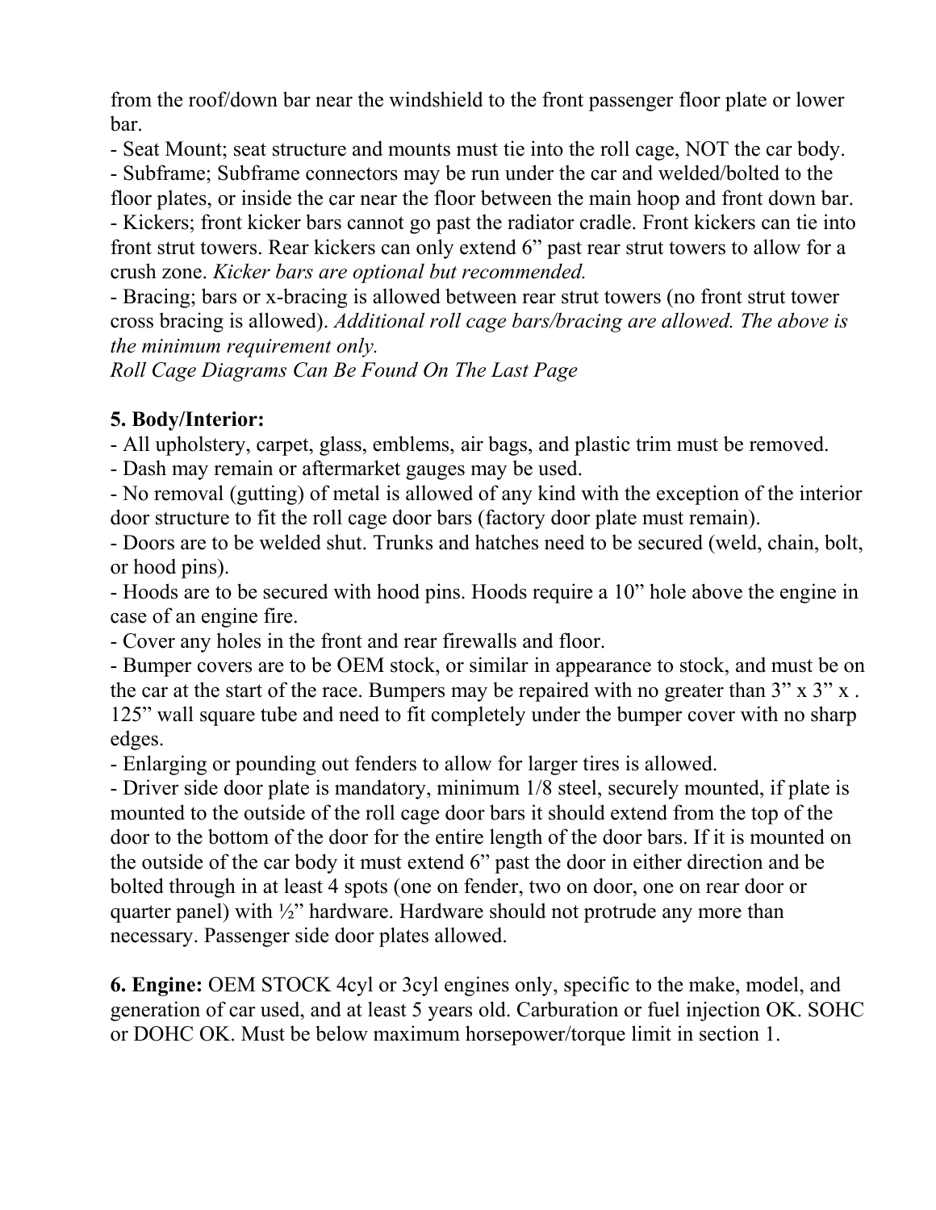from the roof/down bar near the windshield to the front passenger floor plate or lower bar.

- Seat Mount; seat structure and mounts must tie into the roll cage, NOT the car body.
- Subframe; Subframe connectors may be run under the car and welded/bolted to the floor plates, or inside the car near the floor between the main hoop and front down bar.
- Kickers; front kicker bars cannot go past the radiator cradle. Front kickers can tie into front strut towers. Rear kickers can only extend 6" past rear strut towers to allow for a crush zone. *Kicker bars are optional but recommended.*
- Bracing; bars or x-bracing is allowed between rear strut towers (no front strut tower cross bracing is allowed). *Additional roll cage bars/bracing are allowed. The above is the minimum requirement only.*

*Roll Cage Diagrams Can Be Found On The Last Page*

**5. Body/Interior:**

- All upholstery, carpet, glass, emblems, air bags, and plastic trim must be removed.
- Dash may remain or aftermarket gauges may be used.
- No removal (gutting) of metal is allowed of any kind with the exception of the interior door structure to fit the roll cage door bars (factory door plate must remain).
- Doors are to be welded shut. Trunks and hatches need to be secured (weld, chain, bolt, or hood pins).
- Hoods are to be secured with hood pins. Hoods require a 10" hole above the engine in case of an engine fire.
- Cover any holes in the front and rear firewalls and floor.
- Bumper covers are to be OEM stock, or similar in appearance to stock, and must be on the car at the start of the race. Bumpers may be repaired with no greater than 3" x 3" x .125" wall square tube and need to fit completely under the bumper cover with no sharp edges.
- Enlarging or pounding out fenders to allow for larger tires is allowed.
- Driver side door plate is mandatory, minimum 1/8 steel, securely mounted, if plate is mounted to the outside of the roll cage door bars it should extend from the top of the door to the bottom of the door for the entire length of the door bars. If it is mounted on the outside of the car body it must extend 6" past the door in either direction and be bolted through in at least 4 spots (one on fender, two on door, one on rear door or quarter panel) with ½" hardware. Hardware should not protrude any more than necessary. Passenger side door plates allowed.

**6. Engine:** OEM STOCK 4cyl or 3cyl engines only, specific to the make, model, and generation of car used, and at least 5 years old. Carburation or fuel injection OK. SOHC or DOHC OK. Must be below maximum horsepower/torque limit in section 1.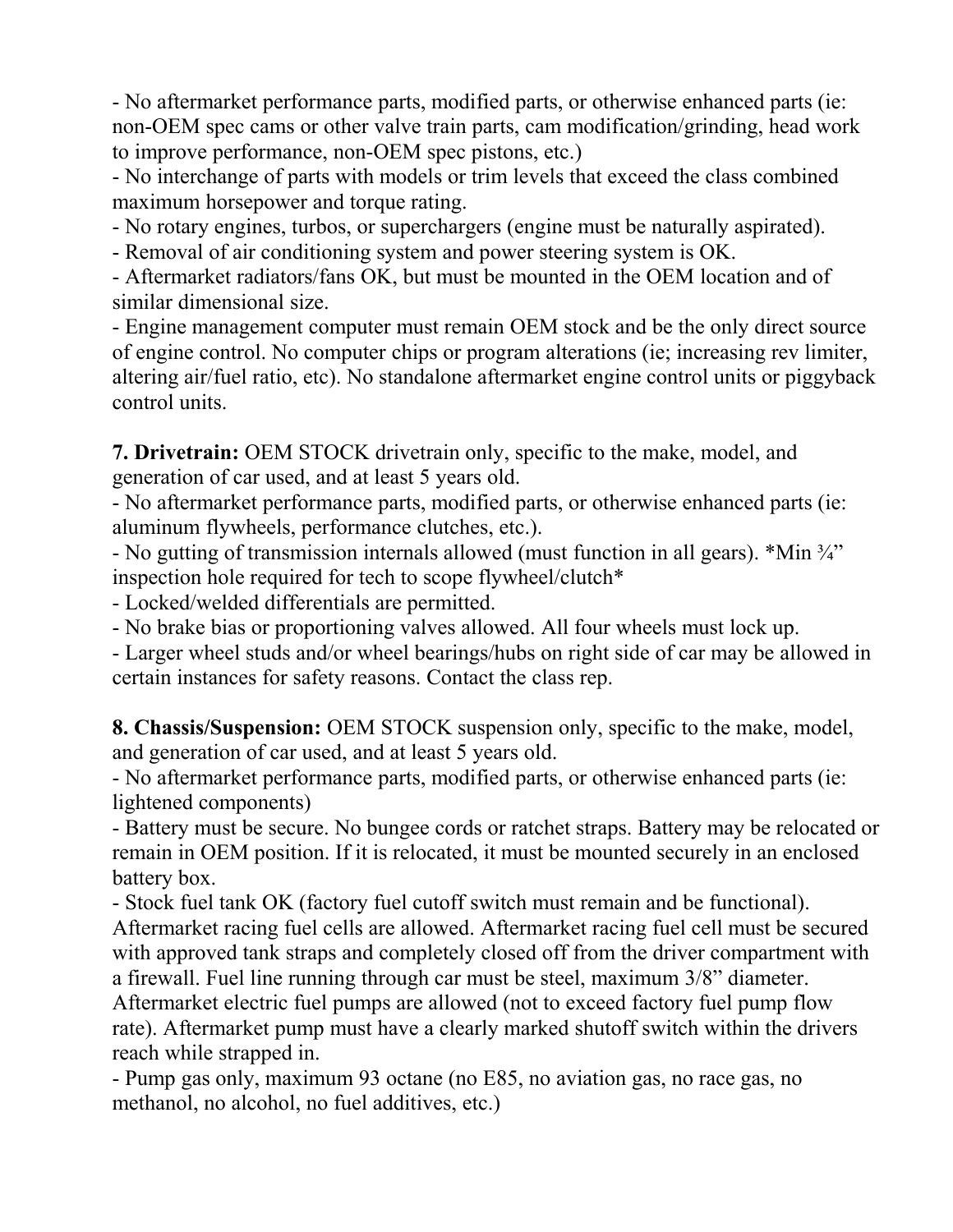- No aftermarket performance parts, modified parts, or otherwise enhanced parts (ie: non-OEM spec cams or other valve train parts, cam modification/grinding, head work to improve performance, non-OEM spec pistons, etc.)
- No interchange of parts with models or trim levels that exceed the class combined maximum horsepower and torque rating.
- No rotary engines, turbos, or superchargers (engine must be naturally aspirated).
- Removal of air conditioning system and power steering system is OK.
- Aftermarket radiators/fans OK, but must be mounted in the OEM location and of similar dimensional size.
- Engine management computer must remain OEM stock and be the only direct source of engine control. No computer chips or program alterations (ie; increasing rev limiter, altering air/fuel ratio, etc). No standalone aftermarket engine control units or piggyback control units.

**7. Drivetrain:** OEM STOCK drivetrain only, specific to the make, model, and generation of car used, and at least 5 years old.
- No aftermarket performance parts, modified parts, or otherwise enhanced parts (ie: aluminum flywheels, performance clutches, etc.).
- No gutting of transmission internals allowed (must function in all gears). *Min ¾" inspection hole required for tech to scope flywheel/clutch*
- Locked/welded differentials are permitted.
- No brake bias or proportioning valves allowed. All four wheels must lock up.
- Larger wheel studs and/or wheel bearings/hubs on right side of car may be allowed in certain instances for safety reasons. Contact the class rep.

**8. Chassis/Suspension:** OEM STOCK suspension only, specific to the make, model, and generation of car used, and at least 5 years old.
- No aftermarket performance parts, modified parts, or otherwise enhanced parts (ie: lightened components)
- Battery must be secure. No bungee cords or ratchet straps. Battery may be relocated or remain in OEM position. If it is relocated, it must be mounted securely in an enclosed battery box.
- Stock fuel tank OK (factory fuel cutoff switch must remain and be functional). Aftermarket racing fuel cells are allowed. Aftermarket racing fuel cell must be secured with approved tank straps and completely closed off from the driver compartment with a firewall. Fuel line running through car must be steel, maximum 3/8" diameter. Aftermarket electric fuel pumps are allowed (not to exceed factory fuel pump flow rate). Aftermarket pump must have a clearly marked shutoff switch within the drivers reach while strapped in.
- Pump gas only, maximum 93 octane (no E85, no aviation gas, no race gas, no methanol, no alcohol, no fuel additives, etc.)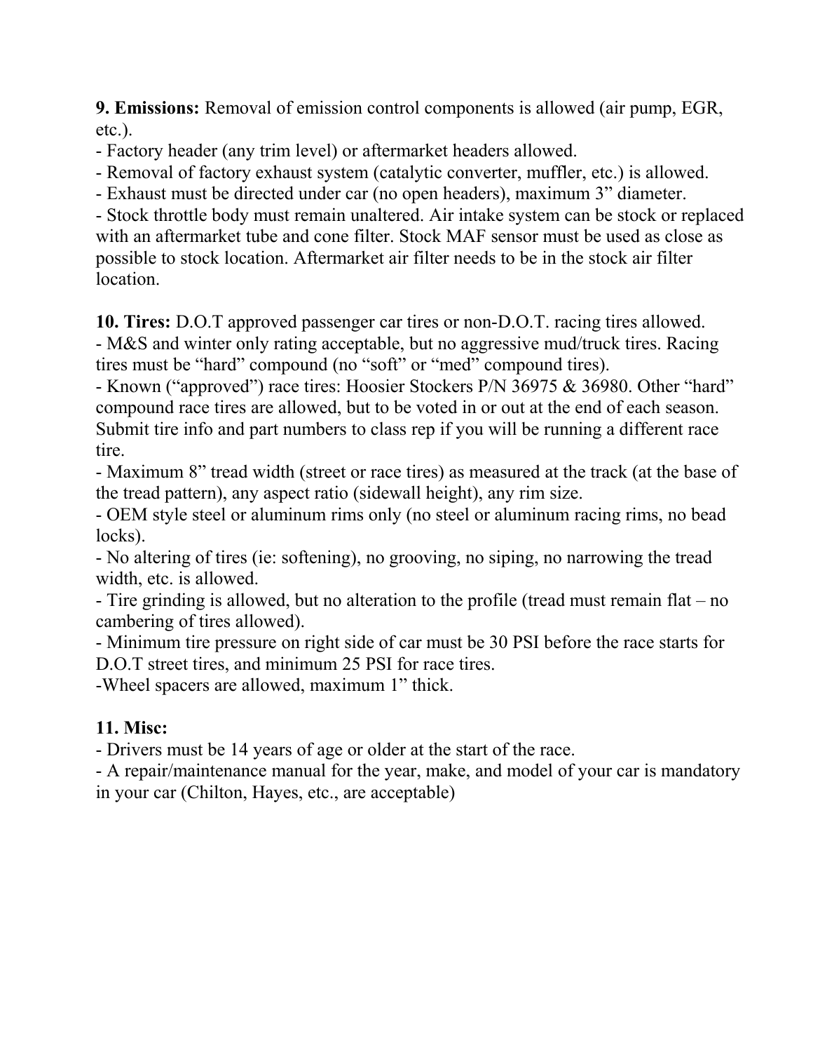**9. Emissions:** Removal of emission control components is allowed (air pump, EGR, etc.).
- Factory header (any trim level) or aftermarket headers allowed.
- Removal of factory exhaust system (catalytic converter, muffler, etc.) is allowed.
- Exhaust must be directed under car (no open headers), maximum 3" diameter.
- Stock throttle body must remain unaltered. Air intake system can be stock or replaced with an aftermarket tube and cone filter. Stock MAF sensor must be used as close as possible to stock location. Aftermarket air filter needs to be in the stock air filter location.

**10. Tires:** D.O.T approved passenger car tires or non-D.O.T. racing tires allowed.
- M&S and winter only rating acceptable, but no aggressive mud/truck tires. Racing tires must be "hard" compound (no "soft" or "med" compound tires).
- Known ("approved") race tires: Hoosier Stockers P/N 36975 & 36980. Other "hard" compound race tires are allowed, but to be voted in or out at the end of each season. Submit tire info and part numbers to class rep if you will be running a different race tire.
- Maximum 8" tread width (street or race tires) as measured at the track (at the base of the tread pattern), any aspect ratio (sidewall height), any rim size.
- OEM style steel or aluminum rims only (no steel or aluminum racing rims, no bead locks).
- No altering of tires (ie: softening), no grooving, no siping, no narrowing the tread width, etc. is allowed.
- Tire grinding is allowed, but no alteration to the profile (tread must remain flat – no cambering of tires allowed).
- Minimum tire pressure on right side of car must be 30 PSI before the race starts for D.O.T street tires, and minimum 25 PSI for race tires.
- Wheel spacers are allowed, maximum 1" thick.

**11. Misc:**
- Drivers must be 14 years of age or older at the start of the race.
- A repair/maintenance manual for the year, make, and model of your car is mandatory in your car (Chilton, Hayes, etc., are acceptable)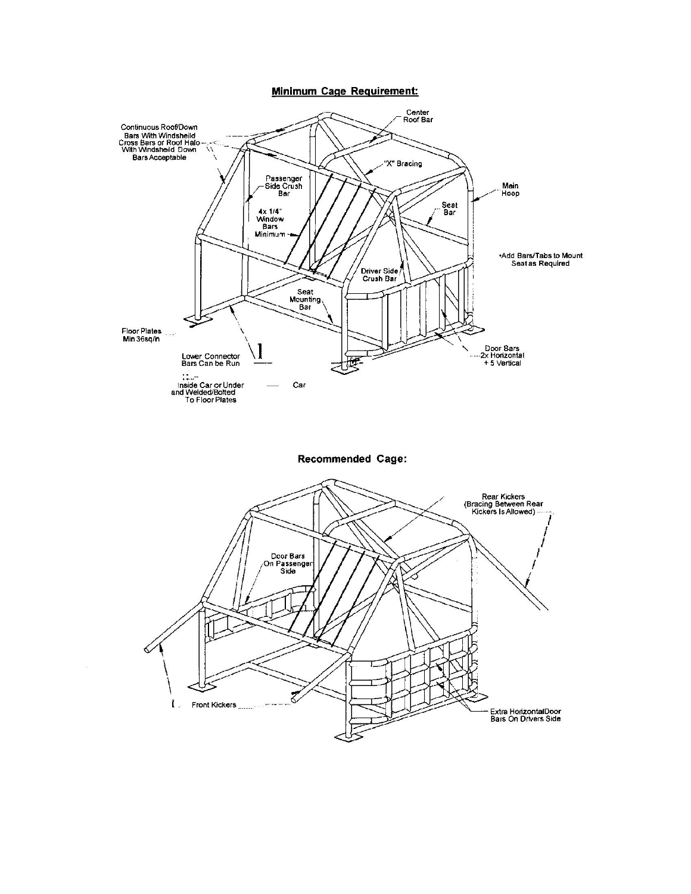## Minimum Cage Requirement:

Continuous Roof/Down Bars With Windsheild Cross Bars or Roof Halo With Windsheild Down Bars Acceptable

Center Roof Bar

"X" Bracing

Passenger Side Crush Bar

4x 1/4" Window Bars Minimum

Main Hoop

Seat Bar

+Add Bars/Tabs to Mount Seat as Required

Driver Side Crush Bar

Seat Mounting Bar

Floor Plates Min 36sq/in

Lower Connector Bars Can be Run Inside Car or Under Car and Welded/Bolted To Floor Plates

Door Bars 2x Horizontal + 5 Vertical

## Recommended Cage:

Rear Kickers (Bracing Between Rear Kickers Is Allowed)

Door Bars On Passenger Side

Front Kickers

Extra HorizontalDoor Bars On Drivers Side